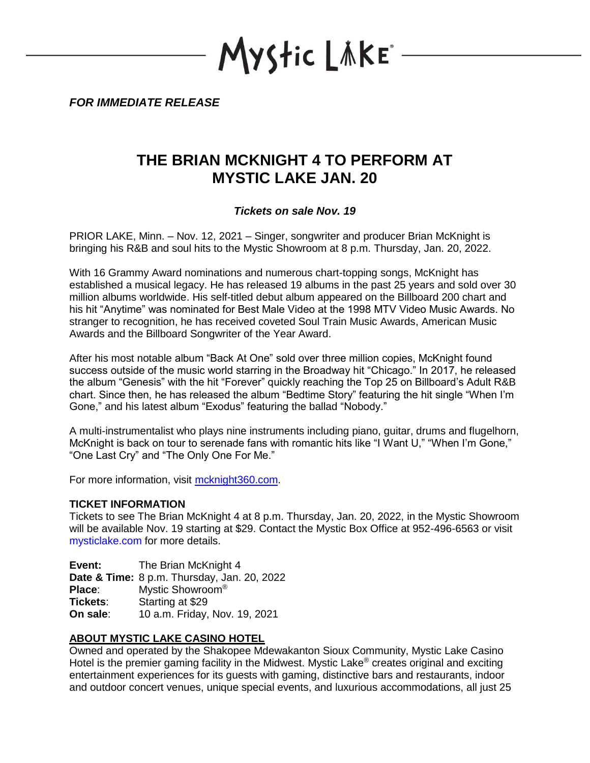Mystic Lake

*FOR IMMEDIATE RELEASE*

# THE BRIAN MCKNIGHT 4 TO PERFORM AT MYSTIC LAKE JAN. 20

***Tickets on sale Nov. 19***

PRIOR LAKE, Minn. – Nov. 12, 2021 – Singer, songwriter and producer Brian McKnight is bringing his R&B and soul hits to the Mystic Showroom at 8 p.m. Thursday, Jan. 20, 2022.

With 16 Grammy Award nominations and numerous chart-topping songs, McKnight has established a musical legacy. He has released 19 albums in the past 25 years and sold over 30 million albums worldwide. His self-titled debut album appeared on the Billboard 200 chart and his hit "Anytime" was nominated for Best Male Video at the 1998 MTV Video Music Awards. No stranger to recognition, he has received coveted Soul Train Music Awards, American Music Awards and the Billboard Songwriter of the Year Award.

After his most notable album "Back At One" sold over three million copies, McKnight found success outside of the music world starring in the Broadway hit "Chicago." In 2017, he released the album "Genesis" with the hit "Forever" quickly reaching the Top 25 on Billboard's Adult R&B chart. Since then, he has released the album "Bedtime Story" featuring the hit single "When I'm Gone," and his latest album "Exodus" featuring the ballad "Nobody."

A multi-instrumentalist who plays nine instruments including piano, guitar, drums and flugelhorn, McKnight is back on tour to serenade fans with romantic hits like "I Want U," "When I'm Gone," "One Last Cry" and "The Only One For Me."

For more information, visit mcknight360.com.

**TICKET INFORMATION**
Tickets to see The Brian McKnight 4 at 8 p.m. Thursday, Jan. 20, 2022, in the Mystic Showroom will be available Nov. 19 starting at $29. Contact the Mystic Box Office at 952-496-6563 or visit mysticlake.com for more details.

**Event:** The Brian McKnight 4
**Date & Time:** 8 p.m. Thursday, Jan. 20, 2022
**Place:** Mystic Showroom®
**Tickets:** Starting at $29
**On sale:** 10 a.m. Friday, Nov. 19, 2021

**ABOUT MYSTIC LAKE CASINO HOTEL**
Owned and operated by the Shakopee Mdewakanton Sioux Community, Mystic Lake Casino Hotel is the premier gaming facility in the Midwest. Mystic Lake® creates original and exciting entertainment experiences for its guests with gaming, distinctive bars and restaurants, indoor and outdoor concert venues, unique special events, and luxurious accommodations, all just 25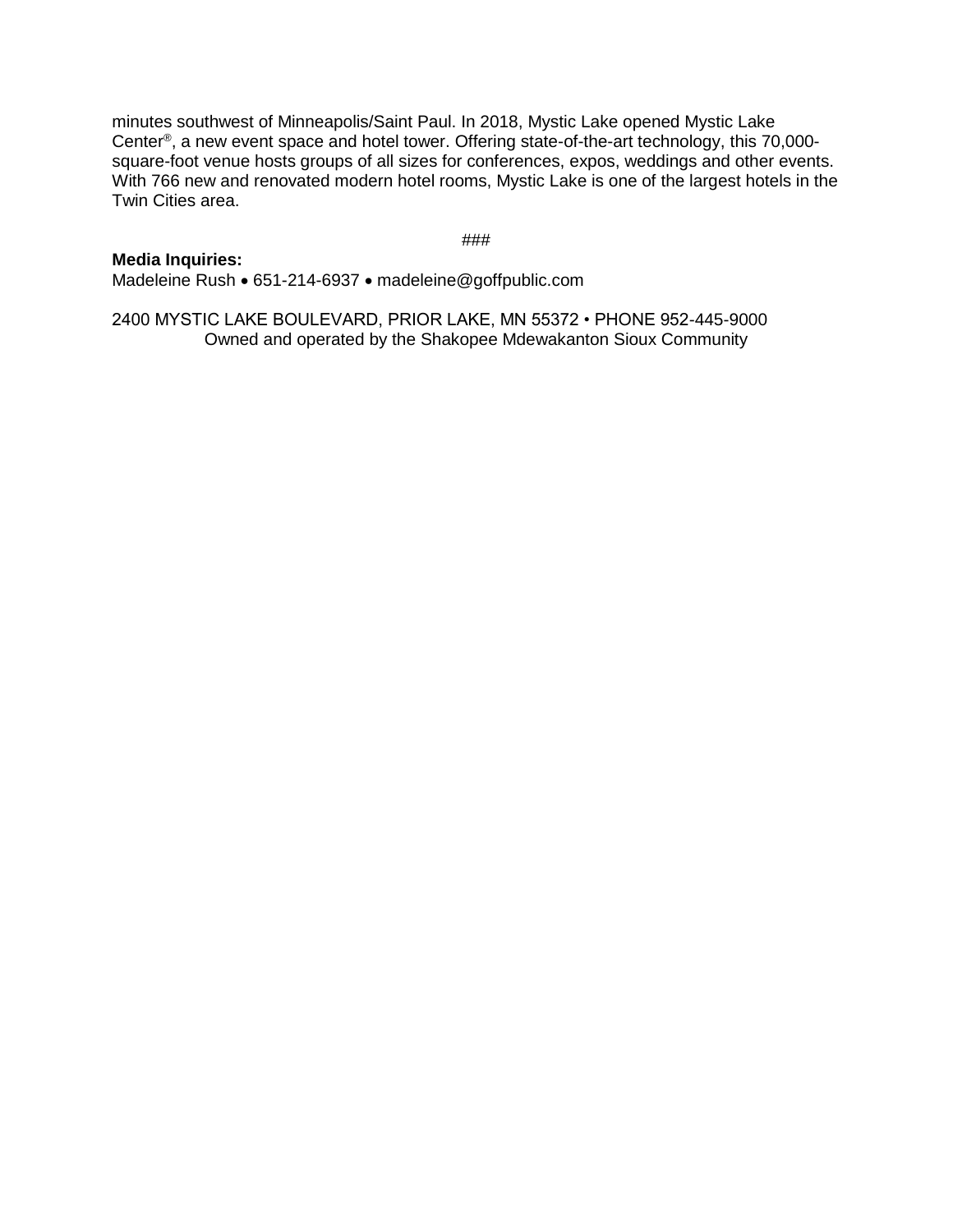minutes southwest of Minneapolis/Saint Paul. In 2018, Mystic Lake opened Mystic Lake Center®, a new event space and hotel tower. Offering state-of-the-art technology, this 70,000-square-foot venue hosts groups of all sizes for conferences, expos, weddings and other events. With 766 new and renovated modern hotel rooms, Mystic Lake is one of the largest hotels in the Twin Cities area.

###

**Media Inquiries:**
Madeleine Rush • 651-214-6937 • madeleine@goffpublic.com

2400 MYSTIC LAKE BOULEVARD, PRIOR LAKE, MN 55372 • PHONE 952-445-9000
Owned and operated by the Shakopee Mdewakanton Sioux Community